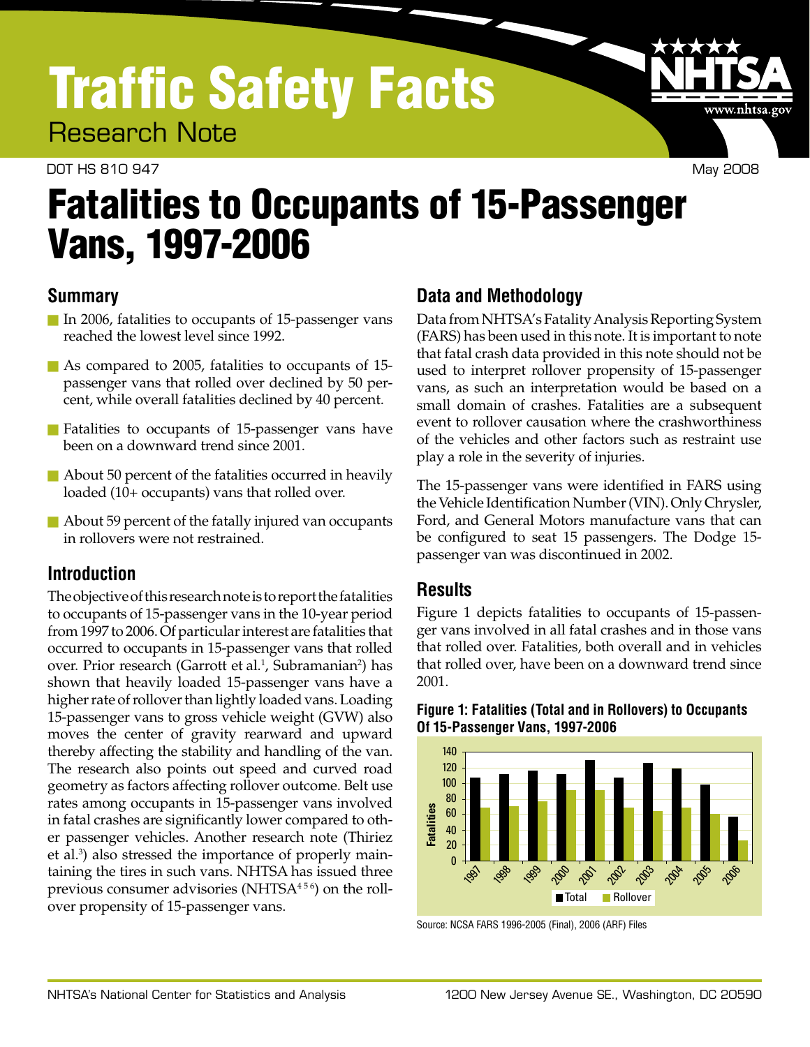# Traffic Safety Facts

Research Note

DOT HS 810 947 May 2008

# Fatalities to Occupants of 15-Passenger Vans, 1997-2006

## Summary

- In 2006, fatalities to occupants of 15-passenger vans reached the lowest level since 1992.
- As compared to 2005, fatalities to occupants of 15-passenger vans that rolled over declined by 50 percent, while overall fatalities declined by 40 percent.
- Fatalities to occupants of 15-passenger vans have been on a downward trend since 2001.
- About 50 percent of the fatalities occurred in heavily loaded (10+ occupants) vans that rolled over.
- About 59 percent of the fatally injured van occupants in rollovers were not restrained.

## Introduction

The objective of this research note is to report the fatalities to occupants of 15-passenger vans in the 10-year period from 1997 to 2006. Of particular interest are fatalities that occurred to occupants in 15-passenger vans that rolled over. Prior research (Garrott et al.[1], Subramanian[2]) has shown that heavily loaded 15-passenger vans have a higher rate of rollover than lightly loaded vans. Loading 15-passenger vans to gross vehicle weight (GVW) also moves the center of gravity rearward and upward thereby affecting the stability and handling of the van. The research also points out speed and curved road geometry as factors affecting rollover outcome. Belt use rates among occupants in 15-passenger vans involved in fatal crashes are significantly lower compared to other passenger vehicles. Another research note (Thiriez et al.[3]) also stressed the importance of properly maintaining the tires in such vans. NHTSA has issued three previous consumer advisories (NHTSA[4 5 6]) on the rollover propensity of 15-passenger vans.

## Data and Methodology

Data from NHTSA's Fatality Analysis Reporting System (FARS) has been used in this note. It is important to note that fatal crash data provided in this note should not be used to interpret rollover propensity of 15-passenger vans, as such an interpretation would be based on a small domain of crashes. Fatalities are a subsequent event to rollover causation where the crashworthiness of the vehicles and other factors such as restraint use play a role in the severity of injuries.

The 15-passenger vans were identified in FARS using the Vehicle Identification Number (VIN). Only Chrysler, Ford, and General Motors manufacture vans that can be configured to seat 15 passengers. The Dodge 15-passenger van was discontinued in 2002.

## Results

Figure 1 depicts fatalities to occupants of 15-passenger vans involved in all fatal crashes and in those vans that rolled over. Fatalities, both overall and in vehicles that rolled over, have been on a downward trend since 2001.

**Figure 1: Fatalities (Total and in Rollovers) to Occupants Of 15-Passenger Vans, 1997-2006**

| Year | Total | Rollover |
|---|---|---|
| 1997 | ~108 | ~69 |
| 1998 | ~112 | ~71 |
| 1999 | ~117 | ~77 |
| 2000 | ~112 | ~92 |
| 2001 | ~130 | ~92 |
| 2002 | ~108 | ~69 |
| 2003 | ~126 | ~64 |
| 2004 | ~119 | ~69 |
| 2005 | ~98 | ~61 |
| 2006 | ~57 | ~27 |

Source: NCSA FARS 1996-2005 (Final), 2006 (ARF) Files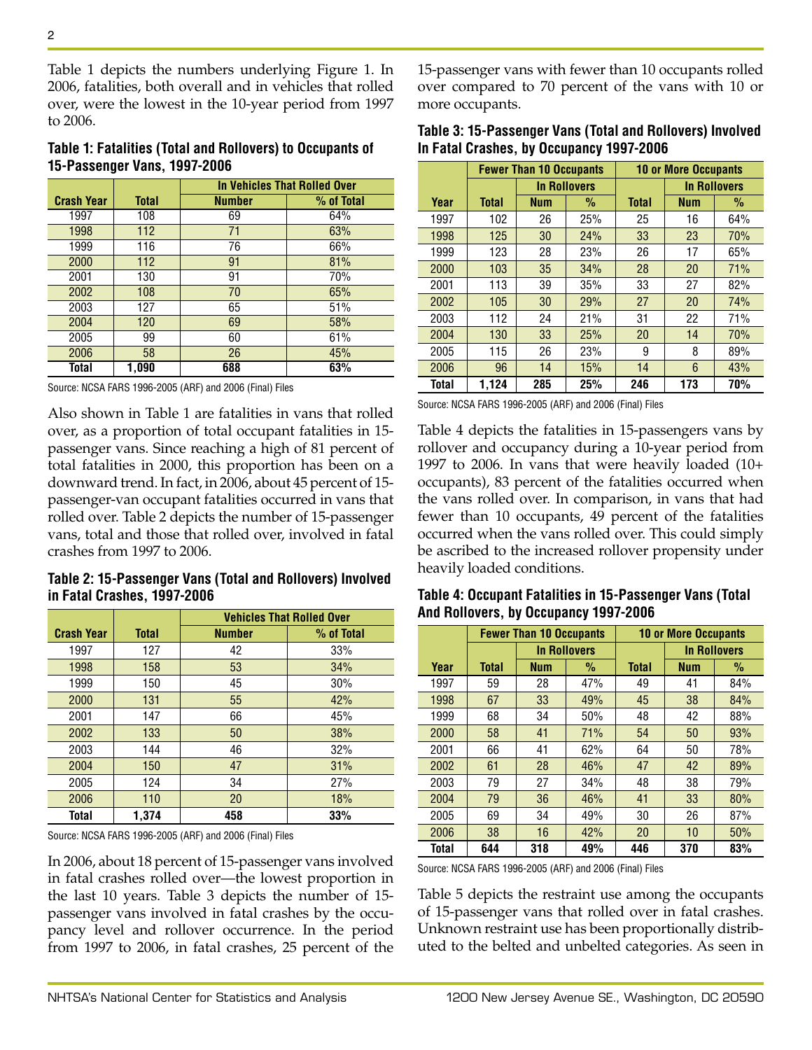Table 1 depicts the numbers underlying Figure 1. In 2006, fatalities, both overall and in vehicles that rolled over, were the lowest in the 10-year period from 1997 to 2006.

**Table 1: Fatalities (Total and Rollovers) to Occupants of 15-Passenger Vans, 1997-2006**

| | | In Vehicles That Rolled Over | |
|---|---|---|---|
| **Crash Year** | **Total** | **Number** | **% of Total** |
| 1997 | 108 | 69 | 64% |
| 1998 | 112 | 71 | 63% |
| 1999 | 116 | 76 | 66% |
| 2000 | 112 | 91 | 81% |
| 2001 | 130 | 91 | 70% |
| 2002 | 108 | 70 | 65% |
| 2003 | 127 | 65 | 51% |
| 2004 | 120 | 69 | 58% |
| 2005 | 99 | 60 | 61% |
| 2006 | 58 | 26 | 45% |
| **Total** | **1,090** | **688** | **63%** |

Source: NCSA FARS 1996-2005 (ARF) and 2006 (Final) Files

Also shown in Table 1 are fatalities in vans that rolled over, as a proportion of total occupant fatalities in 15-passenger vans. Since reaching a high of 81 percent of total fatalities in 2000, this proportion has been on a downward trend. In fact, in 2006, about 45 percent of 15-passenger-van occupant fatalities occurred in vans that rolled over. Table 2 depicts the number of 15-passenger vans, total and those that rolled over, involved in fatal crashes from 1997 to 2006.

**Table 2: 15-Passenger Vans (Total and Rollovers) Involved in Fatal Crashes, 1997-2006**

| | | Vehicles That Rolled Over | |
|---|---|---|---|
| **Crash Year** | **Total** | **Number** | **% of Total** |
| 1997 | 127 | 42 | 33% |
| 1998 | 158 | 53 | 34% |
| 1999 | 150 | 45 | 30% |
| 2000 | 131 | 55 | 42% |
| 2001 | 147 | 66 | 45% |
| 2002 | 133 | 50 | 38% |
| 2003 | 144 | 46 | 32% |
| 2004 | 150 | 47 | 31% |
| 2005 | 124 | 34 | 27% |
| 2006 | 110 | 20 | 18% |
| **Total** | **1,374** | **458** | **33%** |

Source: NCSA FARS 1996-2005 (ARF) and 2006 (Final) Files

In 2006, about 18 percent of 15-passenger vans involved in fatal crashes rolled over—the lowest proportion in the last 10 years. Table 3 depicts the number of 15-passenger vans involved in fatal crashes by the occupancy level and rollover occurrence. In the period from 1997 to 2006, in fatal crashes, 25 percent of the 15-passenger vans with fewer than 10 occupants rolled over compared to 70 percent of the vans with 10 or more occupants.

**Table 3: 15-Passenger Vans (Total and Rollovers) Involved In Fatal Crashes, by Occupancy 1997-2006**

| | Fewer Than 10 Occupants | | | 10 or More Occupants | | |
|---|---|---|---|---|---|---|
| | | In Rollovers | | | In Rollovers | |
| **Year** | **Total** | **Num** | **%** | **Total** | **Num** | **%** |
| 1997 | 102 | 26 | 25% | 25 | 16 | 64% |
| 1998 | 125 | 30 | 24% | 33 | 23 | 70% |
| 1999 | 123 | 28 | 23% | 26 | 17 | 65% |
| 2000 | 103 | 35 | 34% | 28 | 20 | 71% |
| 2001 | 113 | 39 | 35% | 33 | 27 | 82% |
| 2002 | 105 | 30 | 29% | 27 | 20 | 74% |
| 2003 | 112 | 24 | 21% | 31 | 22 | 71% |
| 2004 | 130 | 33 | 25% | 20 | 14 | 70% |
| 2005 | 115 | 26 | 23% | 9 | 8 | 89% |
| 2006 | 96 | 14 | 15% | 14 | 6 | 43% |
| **Total** | **1,124** | **285** | **25%** | **246** | **173** | **70%** |

Source: NCSA FARS 1996-2005 (ARF) and 2006 (Final) Files

Table 4 depicts the fatalities in 15-passengers vans by rollover and occupancy during a 10-year period from 1997 to 2006. In vans that were heavily loaded (10+ occupants), 83 percent of the fatalities occurred when the vans rolled over. In comparison, in vans that had fewer than 10 occupants, 49 percent of the fatalities occurred when the vans rolled over. This could simply be ascribed to the increased rollover propensity under heavily loaded conditions.

**Table 4: Occupant Fatalities in 15-Passenger Vans (Total And Rollovers), by Occupancy 1997-2006**

| | Fewer Than 10 Occupants | | | 10 or More Occupants | | |
|---|---|---|---|---|---|---|
| | | In Rollovers | | | In Rollovers | |
| **Year** | **Total** | **Num** | **%** | **Total** | **Num** | **%** |
| 1997 | 59 | 28 | 47% | 49 | 41 | 84% |
| 1998 | 67 | 33 | 49% | 45 | 38 | 84% |
| 1999 | 68 | 34 | 50% | 48 | 42 | 88% |
| 2000 | 58 | 41 | 71% | 54 | 50 | 93% |
| 2001 | 66 | 41 | 62% | 64 | 50 | 78% |
| 2002 | 61 | 28 | 46% | 47 | 42 | 89% |
| 2003 | 79 | 27 | 34% | 48 | 38 | 79% |
| 2004 | 79 | 36 | 46% | 41 | 33 | 80% |
| 2005 | 69 | 34 | 49% | 30 | 26 | 87% |
| 2006 | 38 | 16 | 42% | 20 | 10 | 50% |
| **Total** | **644** | **318** | **49%** | **446** | **370** | **83%** |

Source: NCSA FARS 1996-2005 (ARF) and 2006 (Final) Files

Table 5 depicts the restraint use among the occupants of 15-passenger vans that rolled over in fatal crashes. Unknown restraint use has been proportionally distributed to the belted and unbelted categories. As seen in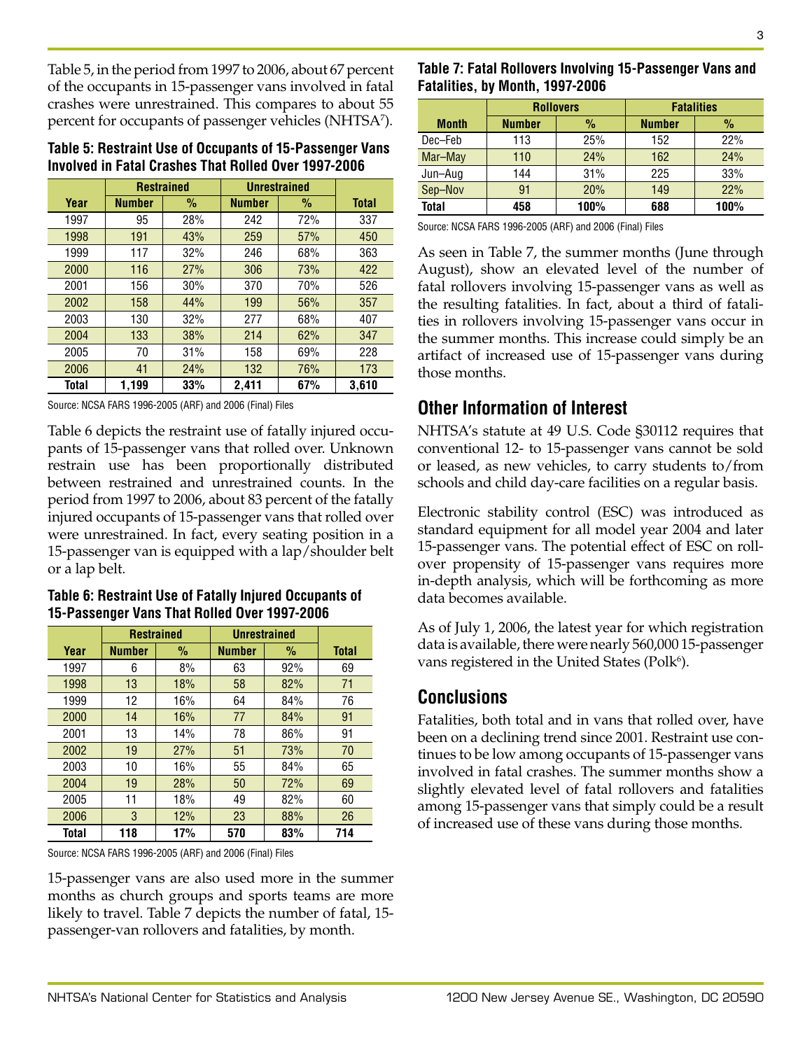Table 5, in the period from 1997 to 2006, about 67 percent of the occupants in 15-passenger vans involved in fatal crashes were unrestrained. This compares to about 55 percent for occupants of passenger vehicles (NHTSA[7]).

**Table 5: Restraint Use of Occupants of 15-Passenger Vans Involved in Fatal Crashes That Rolled Over 1997-2006**

| | Restrained | | Unrestrained | | |
|---|---|---|---|---|---|
| **Year** | **Number** | **%** | **Number** | **%** | **Total** |
| 1997 | 95 | 28% | 242 | 72% | 337 |
| 1998 | 191 | 43% | 259 | 57% | 450 |
| 1999 | 117 | 32% | 246 | 68% | 363 |
| 2000 | 116 | 27% | 306 | 73% | 422 |
| 2001 | 156 | 30% | 370 | 70% | 526 |
| 2002 | 158 | 44% | 199 | 56% | 357 |
| 2003 | 130 | 32% | 277 | 68% | 407 |
| 2004 | 133 | 38% | 214 | 62% | 347 |
| 2005 | 70 | 31% | 158 | 69% | 228 |
| 2006 | 41 | 24% | 132 | 76% | 173 |
| **Total** | **1,199** | **33%** | **2,411** | **67%** | **3,610** |

Source: NCSA FARS 1996-2005 (ARF) and 2006 (Final) Files

Table 6 depicts the restraint use of fatally injured occupants of 15-passenger vans that rolled over. Unknown restrain use has been proportionally distributed between restrained and unrestrained counts. In the period from 1997 to 2006, about 83 percent of the fatally injured occupants of 15-passenger vans that rolled over were unrestrained. In fact, every seating position in a 15-passenger van is equipped with a lap/shoulder belt or a lap belt.

**Table 6: Restraint Use of Fatally Injured Occupants of 15-Passenger Vans That Rolled Over 1997-2006**

| | Restrained | | Unrestrained | | |
|---|---|---|---|---|---|
| **Year** | **Number** | **%** | **Number** | **%** | **Total** |
| 1997 | 6 | 8% | 63 | 92% | 69 |
| 1998 | 13 | 18% | 58 | 82% | 71 |
| 1999 | 12 | 16% | 64 | 84% | 76 |
| 2000 | 14 | 16% | 77 | 84% | 91 |
| 2001 | 13 | 14% | 78 | 86% | 91 |
| 2002 | 19 | 27% | 51 | 73% | 70 |
| 2003 | 10 | 16% | 55 | 84% | 65 |
| 2004 | 19 | 28% | 50 | 72% | 69 |
| 2005 | 11 | 18% | 49 | 82% | 60 |
| 2006 | 3 | 12% | 23 | 88% | 26 |
| **Total** | **118** | **17%** | **570** | **83%** | **714** |

Source: NCSA FARS 1996-2005 (ARF) and 2006 (Final) Files

15-passenger vans are also used more in the summer months as church groups and sports teams are more likely to travel. Table 7 depicts the number of fatal, 15-passenger-van rollovers and fatalities, by month.

**Table 7: Fatal Rollovers Involving 15-Passenger Vans and Fatalities, by Month, 1997-2006**

| | Rollovers | | Fatalities | |
|---|---|---|---|---|
| **Month** | **Number** | **%** | **Number** | **%** |
| Dec–Feb | 113 | 25% | 152 | 22% |
| Mar–May | 110 | 24% | 162 | 24% |
| Jun–Aug | 144 | 31% | 225 | 33% |
| Sep–Nov | 91 | 20% | 149 | 22% |
| **Total** | **458** | **100%** | **688** | **100%** |

Source: NCSA FARS 1996-2005 (ARF) and 2006 (Final) Files

As seen in Table 7, the summer months (June through August), show an elevated level of the number of fatal rollovers involving 15-passenger vans as well as the resulting fatalities. In fact, about a third of fatalities in rollovers involving 15-passenger vans occur in the summer months. This increase could simply be an artifact of increased use of 15-passenger vans during those months.

## Other Information of Interest

NHTSA's statute at 49 U.S. Code §30112 requires that conventional 12- to 15-passenger vans cannot be sold or leased, as new vehicles, to carry students to/from schools and child day-care facilities on a regular basis.

Electronic stability control (ESC) was introduced as standard equipment for all model year 2004 and later 15-passenger vans. The potential effect of ESC on rollover propensity of 15-passenger vans requires more in-depth analysis, which will be forthcoming as more data becomes available.

As of July 1, 2006, the latest year for which registration data is available, there were nearly 560,000 15-passenger vans registered in the United States (Polk[6]).

## Conclusions

Fatalities, both total and in vans that rolled over, have been on a declining trend since 2001. Restraint use continues to be low among occupants of 15-passenger vans involved in fatal crashes. The summer months show a slightly elevated level of fatal rollovers and fatalities among 15-passenger vans that simply could be a result of increased use of these vans during those months.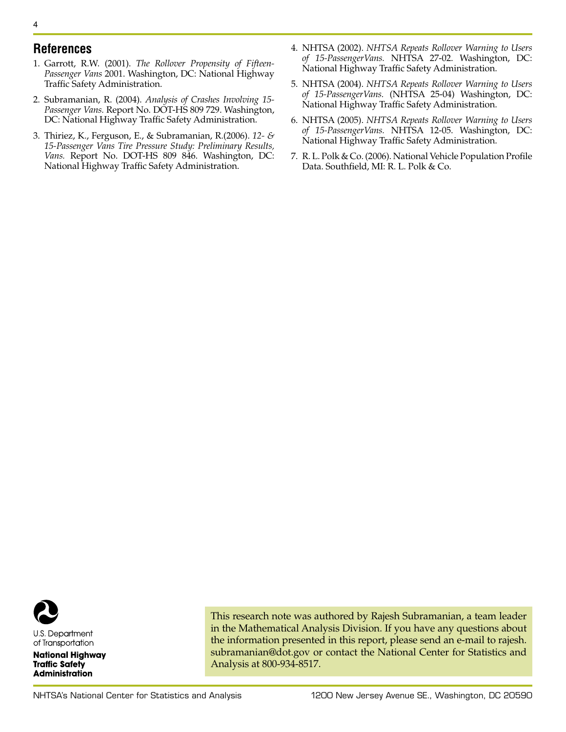## References

1. Garrott, R.W. (2001). *The Rollover Propensity of Fifteen-Passenger Vans* 2001. Washington, DC: National Highway Traffic Safety Administration.
2. Subramanian, R. (2004). *Analysis of Crashes Involving 15-Passenger Vans.* Report No. DOT-HS 809 729. Washington, DC: National Highway Traffic Safety Administration.
3. Thiriez, K., Ferguson, E., & Subramanian, R.(2006). *12- & 15-Passenger Vans Tire Pressure Study: Preliminary Results, Vans.* Report No. DOT-HS 809 846. Washington, DC: National Highway Traffic Safety Administration.
4. NHTSA (2002). *NHTSA Repeats Rollover Warning to Users of 15-PassengerVans.* NHTSA 27-02. Washington, DC: National Highway Traffic Safety Administration.
5. NHTSA (2004). *NHTSA Repeats Rollover Warning to Users of 15-PassengerVans.* (NHTSA 25-04) Washington, DC: National Highway Traffic Safety Administration.
6. NHTSA (2005). *NHTSA Repeats Rollover Warning to Users of 15-PassengerVans.* NHTSA 12-05. Washington, DC: National Highway Traffic Safety Administration.
7. R. L. Polk & Co. (2006). National Vehicle Population Profile Data. Southfield, MI: R. L. Polk & Co.

U.S. Department of Transportation

**National Highway Traffic Safety Administration**

This research note was authored by Rajesh Subramanian, a team leader in the Mathematical Analysis Division. If you have any questions about the information presented in this report, please send an e-mail to rajesh.subramanian@dot.gov or contact the National Center for Statistics and Analysis at 800-934-8517.

NHTSA's National Center for Statistics and Analysis 1200 New Jersey Avenue SE., Washington, DC 20590